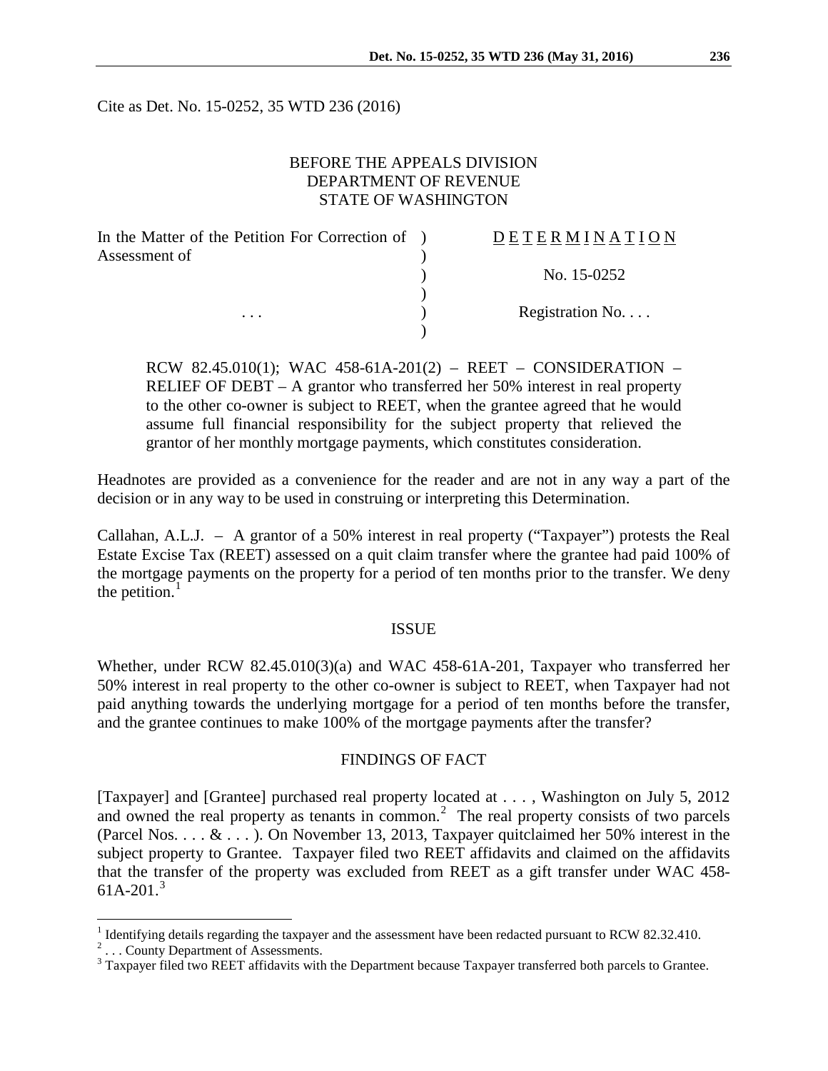Cite as Det. No. 15-0252, 35 WTD 236 (2016)

BEFORE THE APPEALS DIVISION
DEPARTMENT OF REVENUE
STATE OF WASHINGTON

| In the Matter of the Petition For Correction of Assessment of | ) | D E T E R M I N A T I O N |
|---|---|---|
| | ) | No. 15-0252 |
| . . . | ) | Registration No. . . . |

RCW 82.45.010(1); WAC 458-61A-201(2) – REET – CONSIDERATION – RELIEF OF DEBT – A grantor who transferred her 50% interest in real property to the other co-owner is subject to REET, when the grantee agreed that he would assume full financial responsibility for the subject property that relieved the grantor of her monthly mortgage payments, which constitutes consideration.

Headnotes are provided as a convenience for the reader and are not in any way a part of the decision or in any way to be used in construing or interpreting this Determination.

Callahan, A.L.J. – A grantor of a 50% interest in real property ("Taxpayer") protests the Real Estate Excise Tax (REET) assessed on a quit claim transfer where the grantee had paid 100% of the mortgage payments on the property for a period of ten months prior to the transfer. We deny the petition.[1]

## ISSUE

Whether, under RCW 82.45.010(3)(a) and WAC 458-61A-201, Taxpayer who transferred her 50% interest in real property to the other co-owner is subject to REET, when Taxpayer had not paid anything towards the underlying mortgage for a period of ten months before the transfer, and the grantee continues to make 100% of the mortgage payments after the transfer?

## FINDINGS OF FACT

[Taxpayer] and [Grantee] purchased real property located at . . . , Washington on July 5, 2012 and owned the real property as tenants in common.[2] The real property consists of two parcels (Parcel Nos. . . . & . . . ). On November 13, 2013, Taxpayer quitclaimed her 50% interest in the subject property to Grantee. Taxpayer filed two REET affidavits and claimed on the affidavits that the transfer of the property was excluded from REET as a gift transfer under WAC 458-61A-201.[3]

---

[1] Identifying details regarding the taxpayer and the assessment have been redacted pursuant to RCW 82.32.410.

[2] . . . County Department of Assessments.

[3] Taxpayer filed two REET affidavits with the Department because Taxpayer transferred both parcels to Grantee.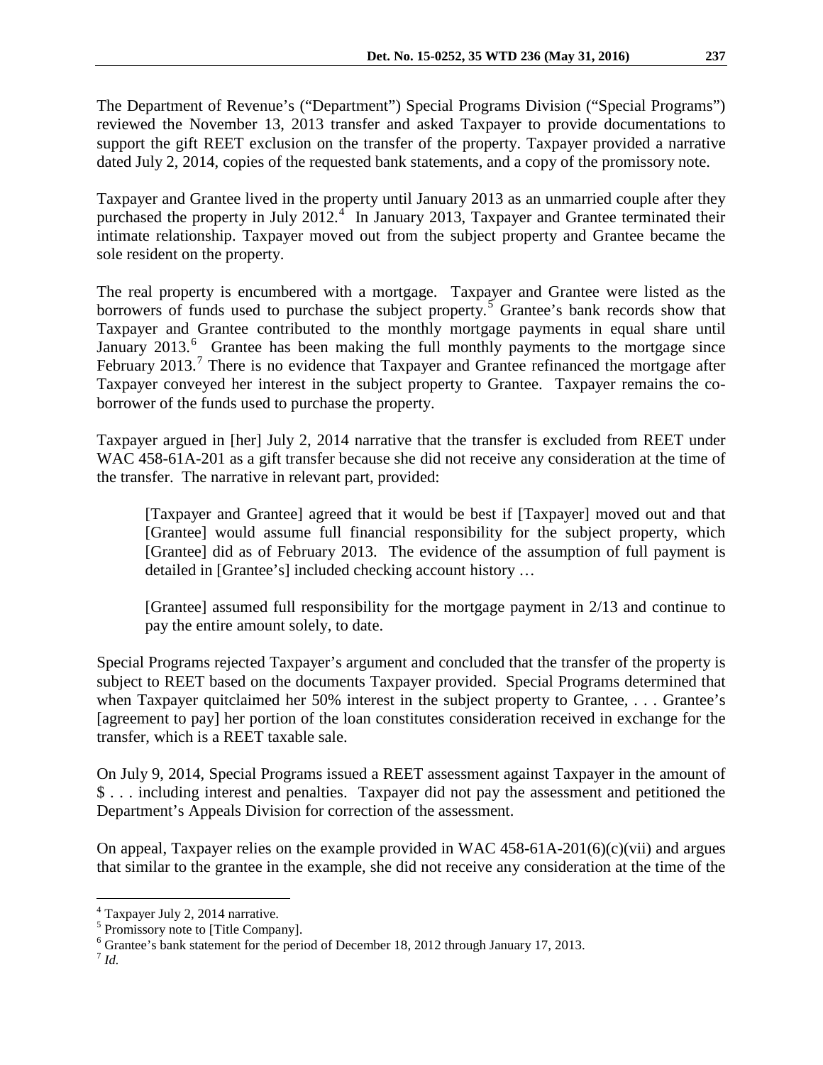The Department of Revenue's ("Department") Special Programs Division ("Special Programs") reviewed the November 13, 2013 transfer and asked Taxpayer to provide documentations to support the gift REET exclusion on the transfer of the property. Taxpayer provided a narrative dated July 2, 2014, copies of the requested bank statements, and a copy of the promissory note.

Taxpayer and Grantee lived in the property until January 2013 as an unmarried couple after they purchased the property in July 2012.[4] In January 2013, Taxpayer and Grantee terminated their intimate relationship. Taxpayer moved out from the subject property and Grantee became the sole resident on the property.

The real property is encumbered with a mortgage. Taxpayer and Grantee were listed as the borrowers of funds used to purchase the subject property.[5] Grantee's bank records show that Taxpayer and Grantee contributed to the monthly mortgage payments in equal share until January 2013.[6] Grantee has been making the full monthly payments to the mortgage since February 2013.[7] There is no evidence that Taxpayer and Grantee refinanced the mortgage after Taxpayer conveyed her interest in the subject property to Grantee. Taxpayer remains the co-borrower of the funds used to purchase the property.

Taxpayer argued in [her] July 2, 2014 narrative that the transfer is excluded from REET under WAC 458-61A-201 as a gift transfer because she did not receive any consideration at the time of the transfer. The narrative in relevant part, provided:

> [Taxpayer and Grantee] agreed that it would be best if [Taxpayer] moved out and that [Grantee] would assume full financial responsibility for the subject property, which [Grantee] did as of February 2013. The evidence of the assumption of full payment is detailed in [Grantee's] included checking account history …
>
> [Grantee] assumed full responsibility for the mortgage payment in 2/13 and continue to pay the entire amount solely, to date.

Special Programs rejected Taxpayer's argument and concluded that the transfer of the property is subject to REET based on the documents Taxpayer provided. Special Programs determined that when Taxpayer quitclaimed her 50% interest in the subject property to Grantee, . . . Grantee's [agreement to pay] her portion of the loan constitutes consideration received in exchange for the transfer, which is a REET taxable sale.

On July 9, 2014, Special Programs issued a REET assessment against Taxpayer in the amount of $ . . . including interest and penalties. Taxpayer did not pay the assessment and petitioned the Department's Appeals Division for correction of the assessment.

On appeal, Taxpayer relies on the example provided in WAC 458-61A-201(6)(c)(vii) and argues that similar to the grantee in the example, she did not receive any consideration at the time of the

---

[4] Taxpayer July 2, 2014 narrative.

[5] Promissory note to [Title Company].

[6] Grantee's bank statement for the period of December 18, 2012 through January 17, 2013.

[7] *Id.*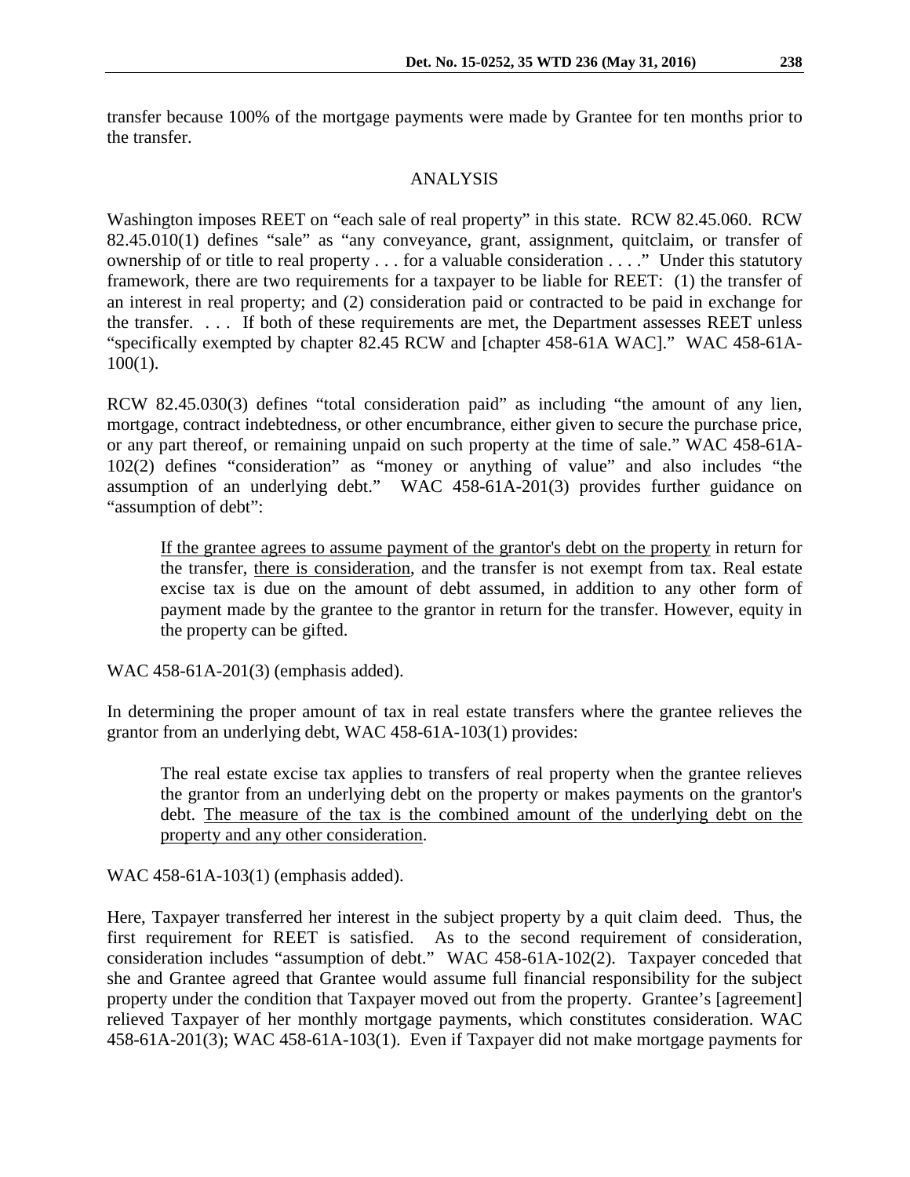transfer because 100% of the mortgage payments were made by Grantee for ten months prior to the transfer.

## ANALYSIS

Washington imposes REET on "each sale of real property" in this state. RCW 82.45.060. RCW 82.45.010(1) defines "sale" as "any conveyance, grant, assignment, quitclaim, or transfer of ownership of or title to real property . . . for a valuable consideration . . . ." Under this statutory framework, there are two requirements for a taxpayer to be liable for REET: (1) the transfer of an interest in real property; and (2) consideration paid or contracted to be paid in exchange for the transfer. . . . If both of these requirements are met, the Department assesses REET unless "specifically exempted by chapter 82.45 RCW and [chapter 458-61A WAC]." WAC 458-61A-100(1).

RCW 82.45.030(3) defines "total consideration paid" as including "the amount of any lien, mortgage, contract indebtedness, or other encumbrance, either given to secure the purchase price, or any part thereof, or remaining unpaid on such property at the time of sale." WAC 458-61A-102(2) defines "consideration" as "money or anything of value" and also includes "the assumption of an underlying debt." WAC 458-61A-201(3) provides further guidance on "assumption of debt":

> <u>If the grantee agrees to assume payment of the grantor's debt on the property</u> in return for the transfer, <u>there is consideration</u>, and the transfer is not exempt from tax. Real estate excise tax is due on the amount of debt assumed, in addition to any other form of payment made by the grantee to the grantor in return for the transfer. However, equity in the property can be gifted.

WAC 458-61A-201(3) (emphasis added).

In determining the proper amount of tax in real estate transfers where the grantee relieves the grantor from an underlying debt, WAC 458-61A-103(1) provides:

> The real estate excise tax applies to transfers of real property when the grantee relieves the grantor from an underlying debt on the property or makes payments on the grantor's debt. <u>The measure of the tax is the combined amount of the underlying debt on the property and any other consideration</u>.

WAC 458-61A-103(1) (emphasis added).

Here, Taxpayer transferred her interest in the subject property by a quit claim deed. Thus, the first requirement for REET is satisfied. As to the second requirement of consideration, consideration includes "assumption of debt." WAC 458-61A-102(2). Taxpayer conceded that she and Grantee agreed that Grantee would assume full financial responsibility for the subject property under the condition that Taxpayer moved out from the property. Grantee's [agreement] relieved Taxpayer of her monthly mortgage payments, which constitutes consideration. WAC 458-61A-201(3); WAC 458-61A-103(1). Even if Taxpayer did not make mortgage payments for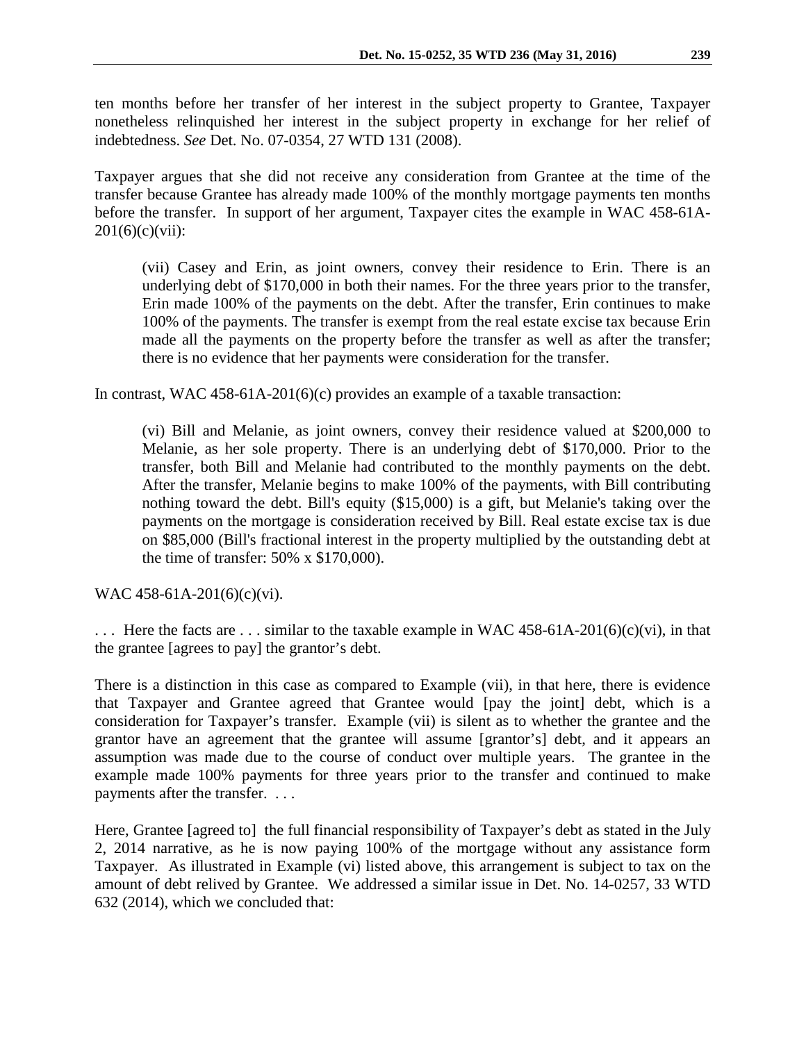ten months before her transfer of her interest in the subject property to Grantee, Taxpayer nonetheless relinquished her interest in the subject property in exchange for her relief of indebtedness. *See* Det. No. 07-0354, 27 WTD 131 (2008).

Taxpayer argues that she did not receive any consideration from Grantee at the time of the transfer because Grantee has already made 100% of the monthly mortgage payments ten months before the transfer. In support of her argument, Taxpayer cites the example in WAC 458-61A-201(6)(c)(vii):

> (vii) Casey and Erin, as joint owners, convey their residence to Erin. There is an underlying debt of $170,000 in both their names. For the three years prior to the transfer, Erin made 100% of the payments on the debt. After the transfer, Erin continues to make 100% of the payments. The transfer is exempt from the real estate excise tax because Erin made all the payments on the property before the transfer as well as after the transfer; there is no evidence that her payments were consideration for the transfer.

In contrast, WAC 458-61A-201(6)(c) provides an example of a taxable transaction:

> (vi) Bill and Melanie, as joint owners, convey their residence valued at $200,000 to Melanie, as her sole property. There is an underlying debt of $170,000. Prior to the transfer, both Bill and Melanie had contributed to the monthly payments on the debt. After the transfer, Melanie begins to make 100% of the payments, with Bill contributing nothing toward the debt. Bill's equity ($15,000) is a gift, but Melanie's taking over the payments on the mortgage is consideration received by Bill. Real estate excise tax is due on $85,000 (Bill's fractional interest in the property multiplied by the outstanding debt at the time of transfer: 50% x $170,000).

WAC 458-61A-201(6)(c)(vi).

. . . Here the facts are . . . similar to the taxable example in WAC 458-61A-201(6)(c)(vi), in that the grantee [agrees to pay] the grantor's debt.

There is a distinction in this case as compared to Example (vii), in that here, there is evidence that Taxpayer and Grantee agreed that Grantee would [pay the joint] debt, which is a consideration for Taxpayer's transfer. Example (vii) is silent as to whether the grantee and the grantor have an agreement that the grantee will assume [grantor's] debt, and it appears an assumption was made due to the course of conduct over multiple years. The grantee in the example made 100% payments for three years prior to the transfer and continued to make payments after the transfer. . . .

Here, Grantee [agreed to] the full financial responsibility of Taxpayer's debt as stated in the July 2, 2014 narrative, as he is now paying 100% of the mortgage without any assistance form Taxpayer. As illustrated in Example (vi) listed above, this arrangement is subject to tax on the amount of debt relived by Grantee. We addressed a similar issue in Det. No. 14-0257, 33 WTD 632 (2014), which we concluded that: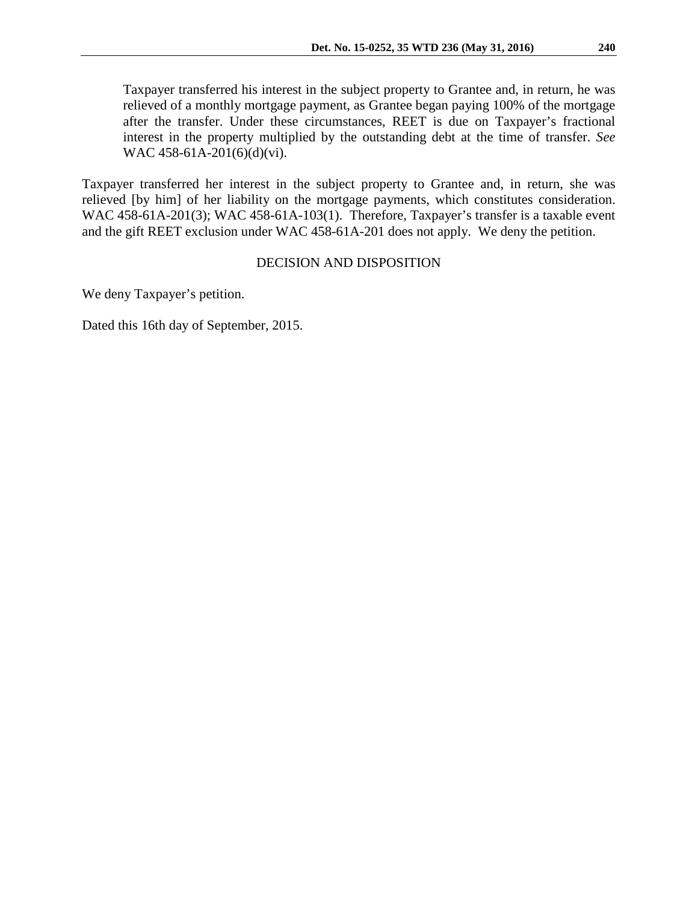> Taxpayer transferred his interest in the subject property to Grantee and, in return, he was relieved of a monthly mortgage payment, as Grantee began paying 100% of the mortgage after the transfer. Under these circumstances, REET is due on Taxpayer's fractional interest in the property multiplied by the outstanding debt at the time of transfer. *See* WAC 458-61A-201(6)(d)(vi).

Taxpayer transferred her interest in the subject property to Grantee and, in return, she was relieved [by him] of her liability on the mortgage payments, which constitutes consideration. WAC 458-61A-201(3); WAC 458-61A-103(1). Therefore, Taxpayer's transfer is a taxable event and the gift REET exclusion under WAC 458-61A-201 does not apply. We deny the petition.

## DECISION AND DISPOSITION

We deny Taxpayer's petition.

Dated this 16th day of September, 2015.